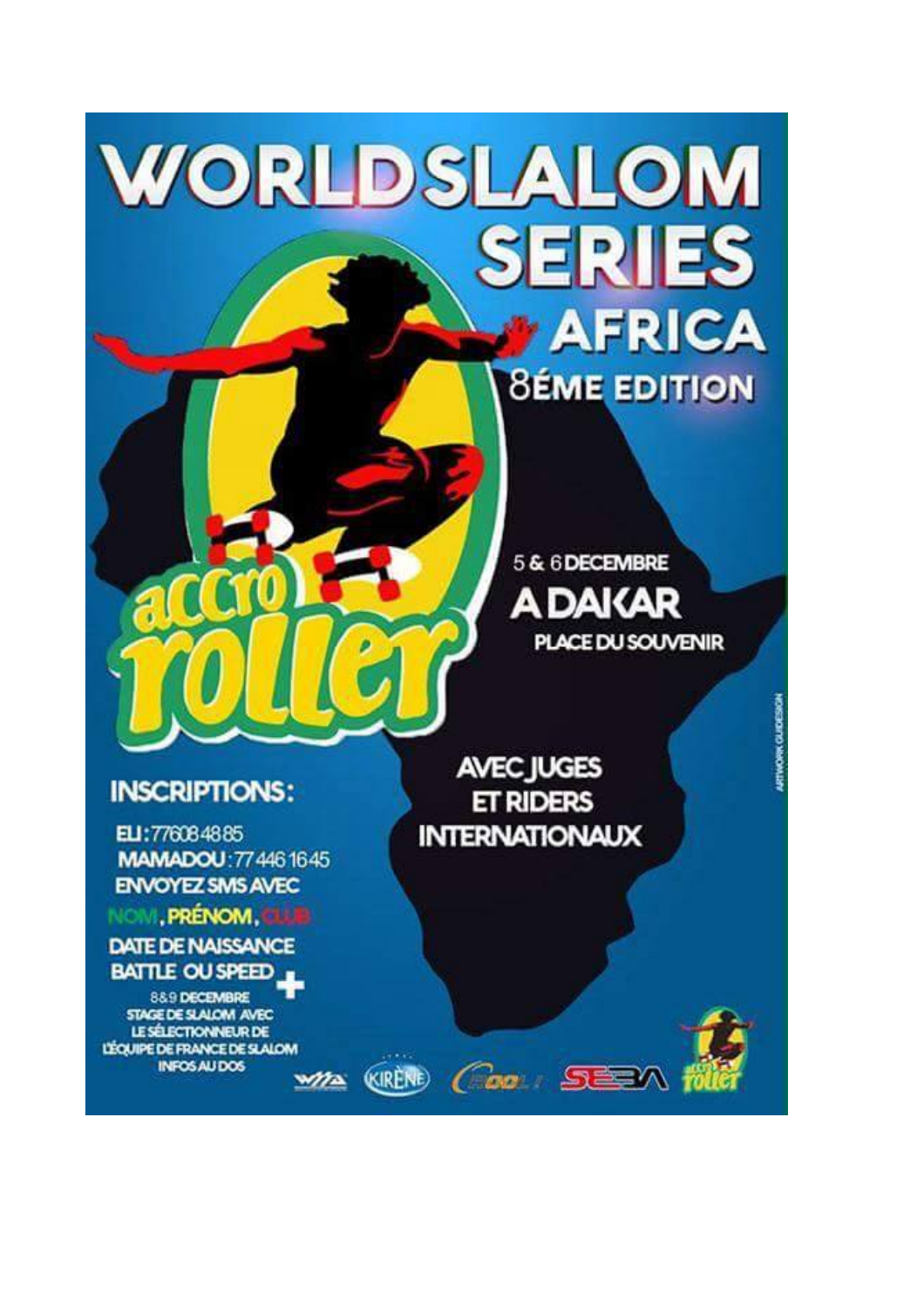# WORLD SLALOM SERIES

## AFRICA

### 8ÉME EDITION

5 & 6 DECEMBRE

**A DAKAR**

**PLACE DU SOUVENIR**

accro roller

**AVEC JUGES ET RIDERS INTERNATIONAUX**

**INSCRIPTIONS:**

ELI : 77 608 48 85

MAMADOU : 77 446 16 45

ENVOYEZ SMS AVEC

NOM, PRÉNOM, CLUB

DATE DE NAISSANCE

BATTLE OU SPEED

+

8&9 DECEMBRE

STAGE DE SLALOM AVEC LE SÉLECTIONNEUR DE L'ÉQUIPE DE FRANCE DE SLALOM

INFOS AU DOS

ARTWORK GUIDESIGN

WSA KIRÈNE COOL SEBA accro roller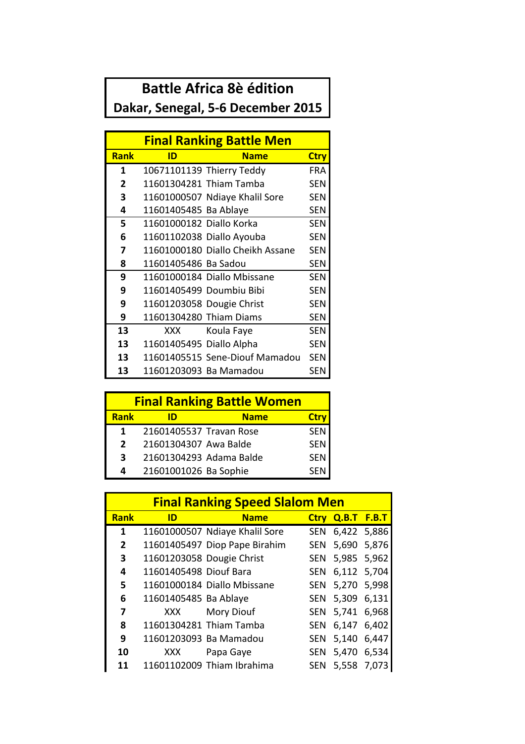# Battle Africa 8è édition

## Dakar, Senegal, 5-6 December 2015

### Final Ranking Battle Men

| Rank | ID | Name | Ctry |
|---|---|---|---|
| 1 | 10671101139 | Thierry Teddy | FRA |
| 2 | 11601304281 | Thiam Tamba | SEN |
| 3 | 11601000507 | Ndiaye Khalil Sore | SEN |
| 4 | 11601405485 | Ba Ablaye | SEN |
| 5 | 11601000182 | Diallo Korka | SEN |
| 6 | 11601102038 | Diallo Ayouba | SEN |
| 7 | 11601000180 | Diallo Cheikh Assane | SEN |
| 8 | 11601405486 | Ba Sadou | SEN |
| 9 | 11601000184 | Diallo Mbissane | SEN |
| 9 | 11601405499 | Doumbiu Bibi | SEN |
| 9 | 11601203058 | Dougie Christ | SEN |
| 9 | 11601304280 | Thiam Diams | SEN |
| 13 | XXX | Koula Faye | SEN |
| 13 | 11601405495 | Diallo Alpha | SEN |
| 13 | 11601405515 | Sene-Diouf Mamadou | SEN |
| 13 | 11601203093 | Ba Mamadou | SEN |

### Final Ranking Battle Women

| Rank | ID | Name | Ctry |
|---|---|---|---|
| 1 | 21601405537 | Travan Rose | SEN |
| 2 | 21601304307 | Awa Balde | SEN |
| 3 | 21601304293 | Adama Balde | SEN |
| 4 | 21601001026 | Ba Sophie | SEN |

### Final Ranking Speed Slalom Men

| Rank | ID | Name | Ctry | Q.B.T | F.B.T |
|---|---|---|---|---|---|
| 1 | 11601000507 | Ndiaye Khalil Sore | SEN | 6,422 | 5,886 |
| 2 | 11601405497 | Diop Pape Birahim | SEN | 5,690 | 5,876 |
| 3 | 11601203058 | Dougie Christ | SEN | 5,985 | 5,962 |
| 4 | 11601405498 | Diouf Bara | SEN | 6,112 | 5,704 |
| 5 | 11601000184 | Diallo Mbissane | SEN | 5,270 | 5,998 |
| 6 | 11601405485 | Ba Ablaye | SEN | 5,309 | 6,131 |
| 7 | XXX | Mory Diouf | SEN | 5,741 | 6,968 |
| 8 | 11601304281 | Thiam Tamba | SEN | 6,147 | 6,402 |
| 9 | 11601203093 | Ba Mamadou | SEN | 5,140 | 6,447 |
| 10 | XXX | Papa Gaye | SEN | 5,470 | 6,534 |
| 11 | 11601102009 | Thiam Ibrahima | SEN | 5,558 | 7,073 |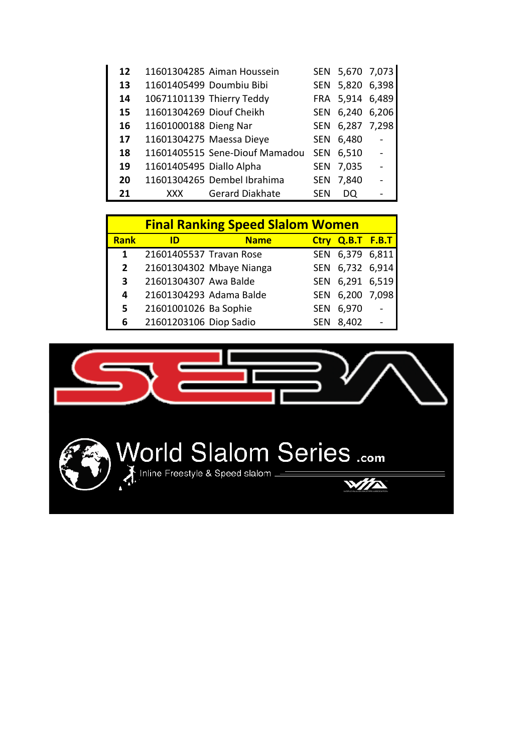| | | | | | |
|---|---|---|---|---|---|
| 12 | 11601304285 | Aiman Houssein | SEN | 5,670 | 7,073 |
| 13 | 11601405499 | Doumbiu Bibi | SEN | 5,820 | 6,398 |
| 14 | 10671101139 | Thierry Teddy | FRA | 5,914 | 6,489 |
| 15 | 11601304269 | Diouf Cheikh | SEN | 6,240 | 6,206 |
| 16 | 11601000188 | Dieng Nar | SEN | 6,287 | 7,298 |
| 17 | 11601304275 | Maessa Dieye | SEN | 6,480 | - |
| 18 | 11601405515 | Sene-Diouf Mamadou | SEN | 6,510 | - |
| 19 | 11601405495 | Diallo Alpha | SEN | 7,035 | - |
| 20 | 11601304265 | Dembel Ibrahima | SEN | 7,840 | - |
| 21 | XXX | Gerard Diakhate | SEN | DQ | - |

## Final Ranking Speed Slalom Women

| Rank | ID | Name | Ctry | Q.B.T | F.B.T |
|---|---|---|---|---|---|
| 1 | 21601405537 | Travan Rose | SEN | 6,379 | 6,811 |
| 2 | 21601304302 | Mbaye Nianga | SEN | 6,732 | 6,914 |
| 3 | 21601304307 | Awa Balde | SEN | 6,291 | 6,519 |
| 4 | 21601304293 | Adama Balde | SEN | 6,200 | 7,098 |
| 5 | 21601001026 | Ba Sophie | SEN | 6,970 | - |
| 6 | 21601203106 | Diop Sadio | SEN | 8,402 | - |

SEBA

World Slalom Series .com

Inline Freestyle & Speed slalom